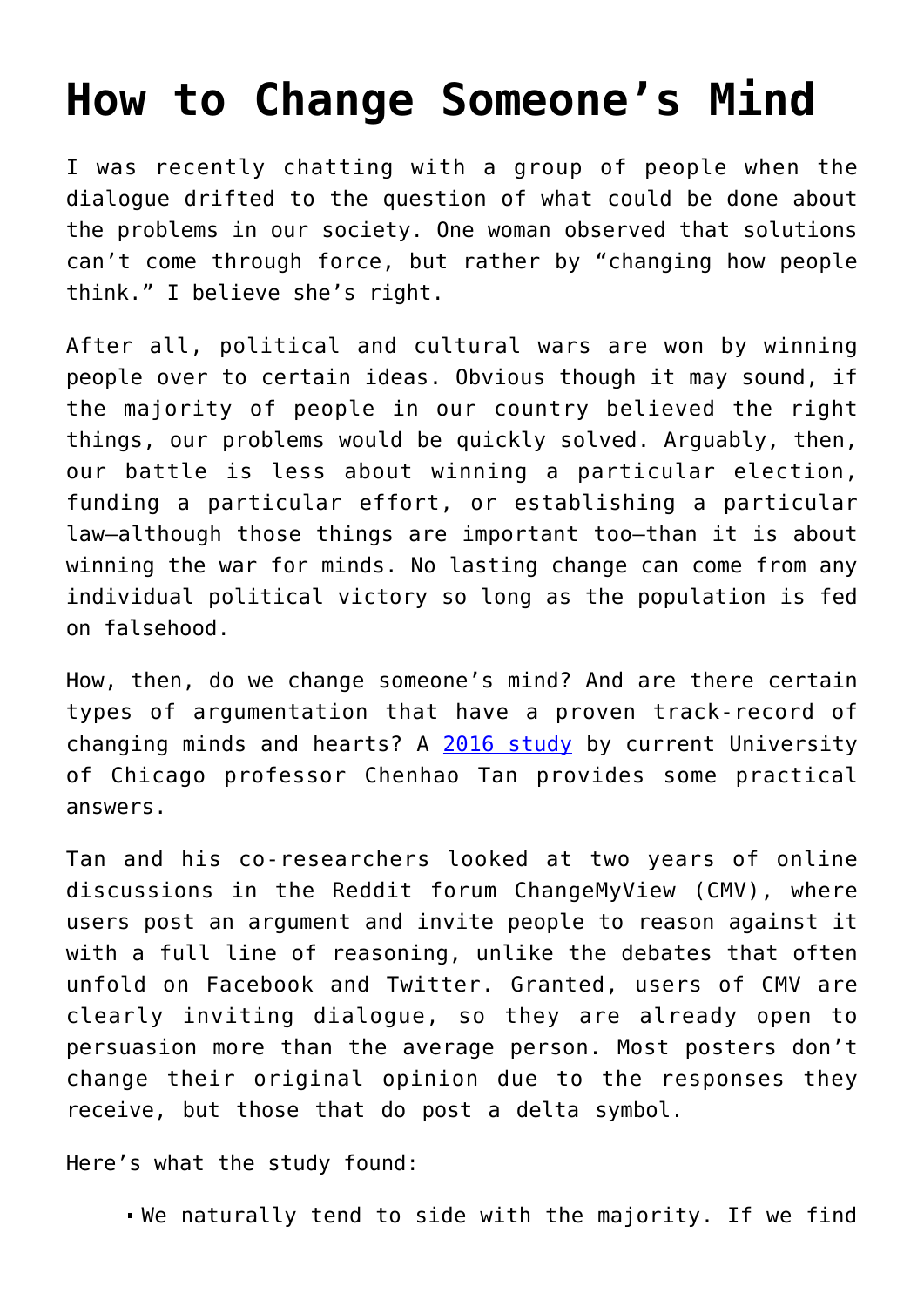# How to Change Someone's Mind

I was recently chatting with a group of people when the dialogue drifted to the question of what could be done about the problems in our society. One woman observed that solutions can't come through force, but rather by "changing how people think." I believe she's right.

After all, political and cultural wars are won by winning people over to certain ideas. Obvious though it may sound, if the majority of people in our country believed the right things, our problems would be quickly solved. Arguably, then, our battle is less about winning a particular election, funding a particular effort, or establishing a particular law—although those things are important too—than it is about winning the war for minds. No lasting change can come from any individual political victory so long as the population is fed on falsehood.

How, then, do we change someone's mind? And are there certain types of argumentation that have a proven track-record of changing minds and hearts? A [2016 study](#) by current University of Chicago professor Chenhao Tan provides some practical answers.

Tan and his co-researchers looked at two years of online discussions in the Reddit forum ChangeMyView (CMV), where users post an argument and invite people to reason against it with a full line of reasoning, unlike the debates that often unfold on Facebook and Twitter. Granted, users of CMV are clearly inviting dialogue, so they are already open to persuasion more than the average person. Most posters don't change their original opinion due to the responses they receive, but those that do post a delta symbol.

Here's what the study found:

- We naturally tend to side with the majority. If we find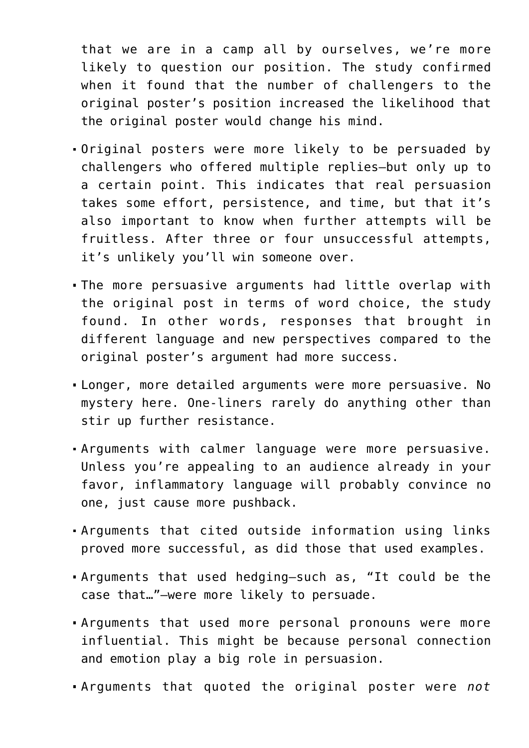that we are in a camp all by ourselves, we're more likely to question our position. The study confirmed when it found that the number of challengers to the original poster's position increased the likelihood that the original poster would change his mind.

- Original posters were more likely to be persuaded by challengers who offered multiple replies—but only up to a certain point. This indicates that real persuasion takes some effort, persistence, and time, but that it's also important to know when further attempts will be fruitless. After three or four unsuccessful attempts, it's unlikely you'll win someone over.
- The more persuasive arguments had little overlap with the original post in terms of word choice, the study found. In other words, responses that brought in different language and new perspectives compared to the original poster's argument had more success.
- Longer, more detailed arguments were more persuasive. No mystery here. One-liners rarely do anything other than stir up further resistance.
- Arguments with calmer language were more persuasive. Unless you're appealing to an audience already in your favor, inflammatory language will probably convince no one, just cause more pushback.
- Arguments that cited outside information using links proved more successful, as did those that used examples.
- Arguments that used hedging—such as, "It could be the case that…"—were more likely to persuade.
- Arguments that used more personal pronouns were more influential. This might be because personal connection and emotion play a big role in persuasion.
- Arguments that quoted the original poster were *not*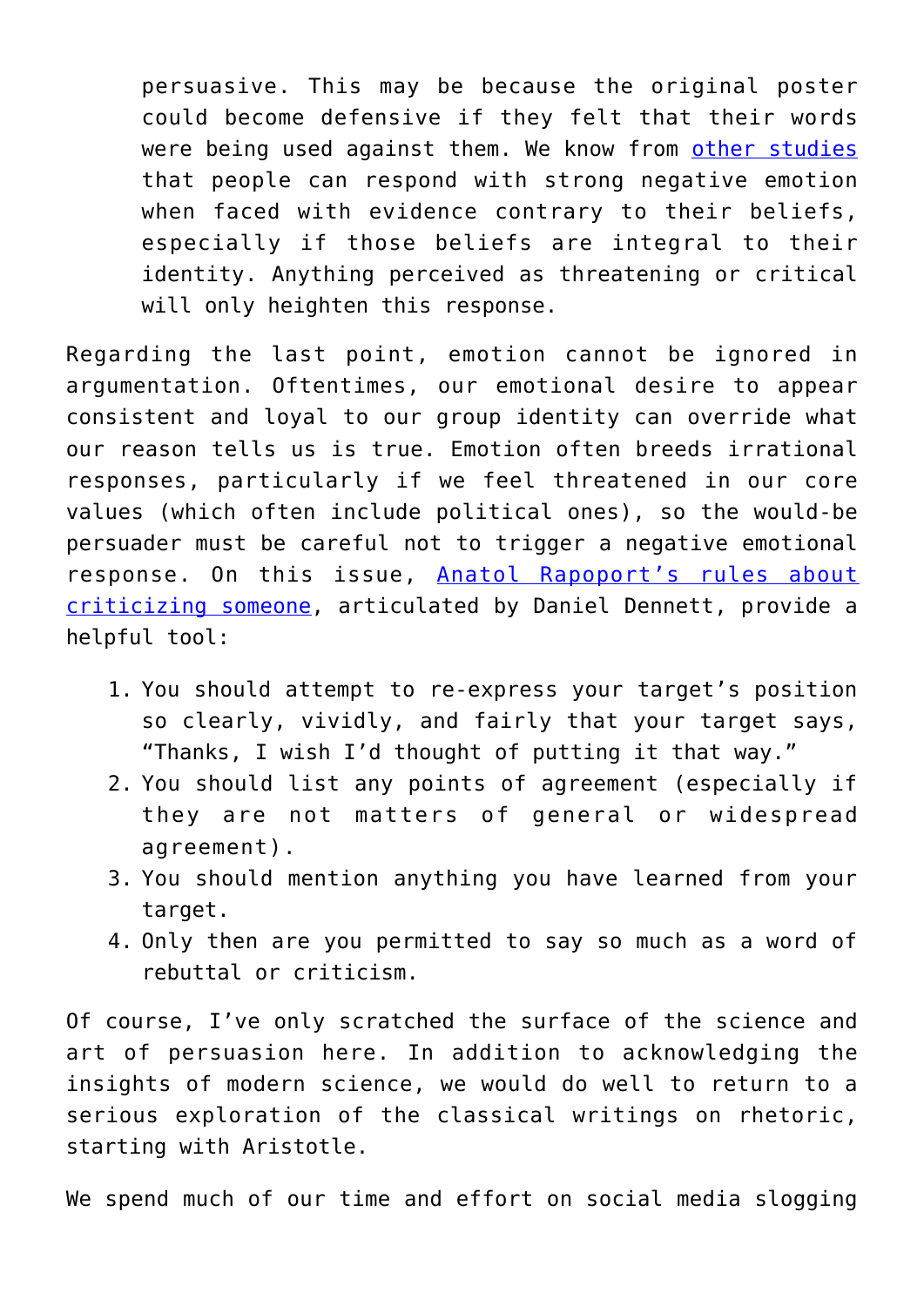> persuasive. This may be because the original poster could become defensive if they felt that their words were being used against them. We know from [other studies](#) that people can respond with strong negative emotion when faced with evidence contrary to their beliefs, especially if those beliefs are integral to their identity. Anything perceived as threatening or critical will only heighten this response.

Regarding the last point, emotion cannot be ignored in argumentation. Oftentimes, our emotional desire to appear consistent and loyal to our group identity can override what our reason tells us is true. Emotion often breeds irrational responses, particularly if we feel threatened in our core values (which often include political ones), so the would-be persuader must be careful not to trigger a negative emotional response. On this issue, [Anatol Rapoport's rules about criticizing someone](#), articulated by Daniel Dennett, provide a helpful tool:

1. You should attempt to re-express your target's position so clearly, vividly, and fairly that your target says, "Thanks, I wish I'd thought of putting it that way."
2. You should list any points of agreement (especially if they are not matters of general or widespread agreement).
3. You should mention anything you have learned from your target.
4. Only then are you permitted to say so much as a word of rebuttal or criticism.

Of course, I've only scratched the surface of the science and art of persuasion here. In addition to acknowledging the insights of modern science, we would do well to return to a serious exploration of the classical writings on rhetoric, starting with Aristotle.

We spend much of our time and effort on social media slogging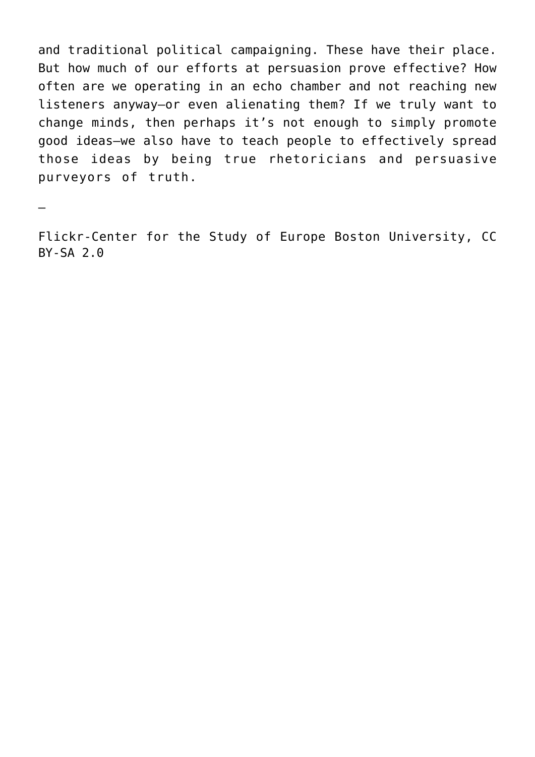and traditional political campaigning. These have their place. But how much of our efforts at persuasion prove effective? How often are we operating in an echo chamber and not reaching new listeners anyway—or even alienating them? If we truly want to change minds, then perhaps it's not enough to simply promote good ideas—we also have to teach people to effectively spread those ideas by being true rhetoricians and persuasive purveyors of truth.

—

Flickr-Center for the Study of Europe Boston University, CC BY-SA 2.0